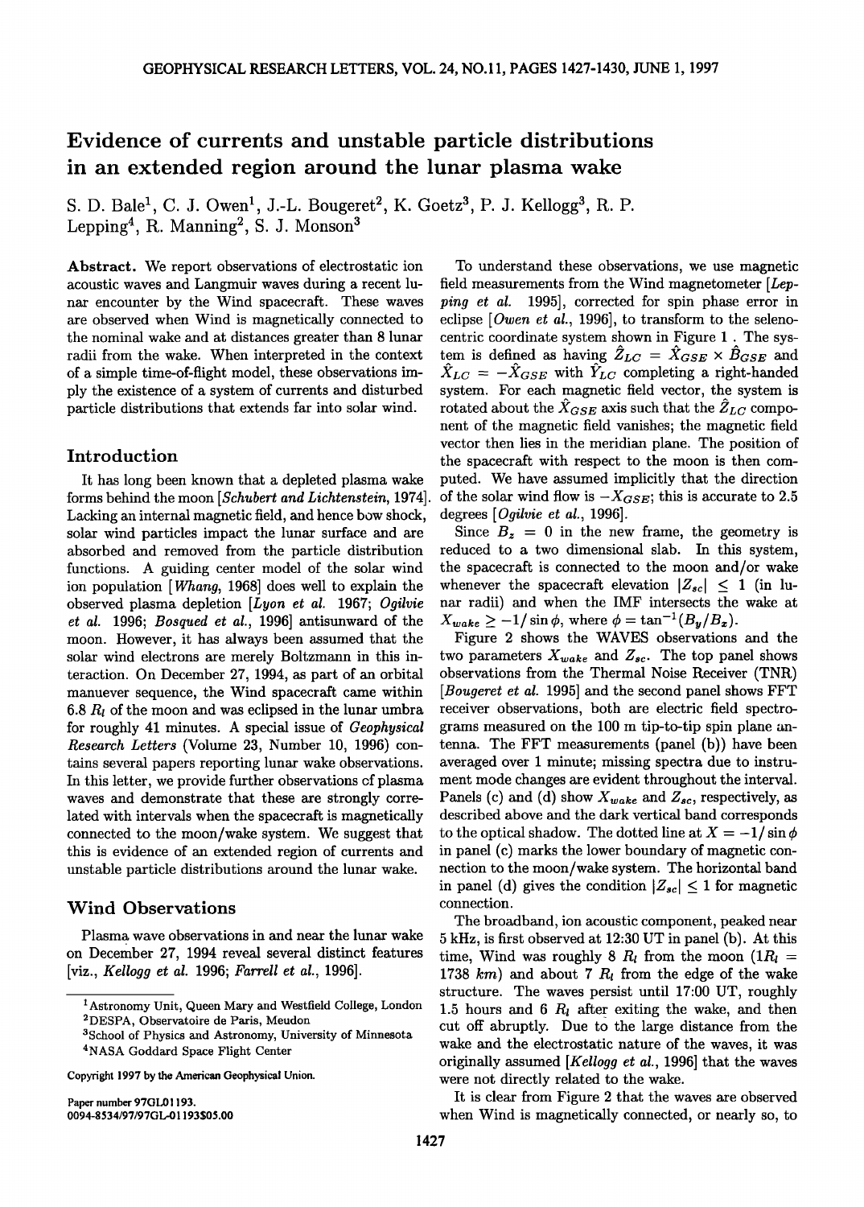# Evidence of currents and unstable particle distributions in an extended region around the lunar plasma wake

S. D. Bale[1], C. J. Owen[1], J.-L. Bougeret[2], K. Goetz[3], P. J. Kellogg[3], R. P. Lepping[4], R. Manning[2], S. J. Monson[3]

**Abstract.** We report observations of electrostatic ion acoustic waves and Langmuir waves during a recent lunar encounter by the Wind spacecraft. These waves are observed when Wind is magnetically connected to the nominal wake and at distances greater than 8 lunar radii from the wake. When interpreted in the context of a simple time-of-flight model, these observations imply the existence of a system of currents and disturbed particle distributions that extends far into solar wind.

## Introduction

It has long been known that a depleted plasma wake forms behind the moon [*Schubert and Lichtenstein*, 1974]. Lacking an internal magnetic field, and hence bow shock, solar wind particles impact the lunar surface and are absorbed and removed from the particle distribution functions. A guiding center model of the solar wind ion population [*Whang*, 1968] does well to explain the observed plasma depletion [*Lyon et al.* 1967; *Ogilvie et al.* 1996; *Bosqued et al.*, 1996] antisunward of the moon. However, it has always been assumed that the solar wind electrons are merely Boltzmann in this interaction. On December 27, 1994, as part of an orbital manuever sequence, the Wind spacecraft came within 6.8 $R_l$ of the moon and was eclipsed in the lunar umbra for roughly 41 minutes. A special issue of *Geophysical Research Letters* (Volume 23, Number 10, 1996) contains several papers reporting lunar wake observations. In this letter, we provide further observations of plasma waves and demonstrate that these are strongly correlated with intervals when the spacecraft is magnetically connected to the moon/wake system. We suggest that this is evidence of an extended region of currents and unstable particle distributions around the lunar wake.

## Wind Observations

Plasma wave observations in and near the lunar wake on December 27, 1994 reveal several distinct features [viz., *Kellogg et al.* 1996; *Farrell et al.*, 1996].

To understand these observations, we use magnetic field measurements from the Wind magnetometer [*Lepping et al.* 1995], corrected for spin phase error in eclipse [*Owen et al.*, 1996], to transform to the selenocentric coordinate system shown in Figure 1. The system is defined as having $\hat{Z}_{LC} = \hat{X}_{GSE} \times \hat{B}_{GSE}$ and $\hat{X}_{LC} = -\hat{X}_{GSE}$ with $\hat{Y}_{LC}$ completing a right-handed system. For each magnetic field vector, the system is rotated about the $\hat{X}_{GSE}$ axis such that the $\hat{Z}_{LC}$ component of the magnetic field vanishes; the magnetic field vector then lies in the meridian plane. The position of the spacecraft with respect to the moon is then computed. We have assumed implicitly that the direction of the solar wind flow is $-X_{GSE}$; this is accurate to 2.5 degrees [*Ogilvie et al.*, 1996].

Since $B_z = 0$ in the new frame, the geometry is reduced to a two dimensional slab. In this system, the spacecraft is connected to the moon and/or wake whenever the spacecraft elevation $|Z_{sc}| \leq 1$ (in lunar radii) and when the IMF intersects the wake at $X_{wake} \geq -1/\sin\phi$, where $\phi = \tan^{-1}(B_y/B_x)$.

Figure 2 shows the WAVES observations and the two parameters $X_{wake}$ and $Z_{sc}$. The top panel shows observations from the Thermal Noise Receiver (TNR) [*Bougeret et al.* 1995] and the second panel shows FFT receiver observations, both are electric field spectrograms measured on the 100 m tip-to-tip spin plane antenna. The FFT measurements (panel (b)) have been averaged over 1 minute; missing spectra due to instrument mode changes are evident throughout the interval. Panels (c) and (d) show $X_{wake}$ and $Z_{sc}$, respectively, as described above and the dark vertical band corresponds to the optical shadow. The dotted line at $X = -1/\sin\phi$ in panel (c) marks the lower boundary of magnetic connection to the moon/wake system. The horizontal band in panel (d) gives the condition $|Z_{sc}| \leq 1$ for magnetic connection.

The broadband, ion acoustic component, peaked near 5 kHz, is first observed at 12:30 UT in panel (b). At this time, Wind was roughly 8 $R_l$ from the moon ($1 R_l$ = 1738 *km*) and about 7 $R_l$ from the edge of the wake structure. The waves persist until 17:00 UT, roughly 1.5 hours and 6 $R_l$ after exiting the wake, and then cut off abruptly. Due to the large distance from the wake and the electrostatic nature of the waves, it was originally assumed [*Kellogg et al.*, 1996] that the waves were not directly related to the wake.

It is clear from Figure 2 that the waves are observed when Wind is magnetically connected, or nearly so, to

---

[1]Astronomy Unit, Queen Mary and Westfield College, London
[2]DESPA, Observatoire de Paris, Meudon
[3]School of Physics and Astronomy, University of Minnesota
[4]NASA Goddard Space Flight Center

Copyright 1997 by the American Geophysical Union.

Paper number 97GL01193.
0094-8534/97/97GL-01193$05.00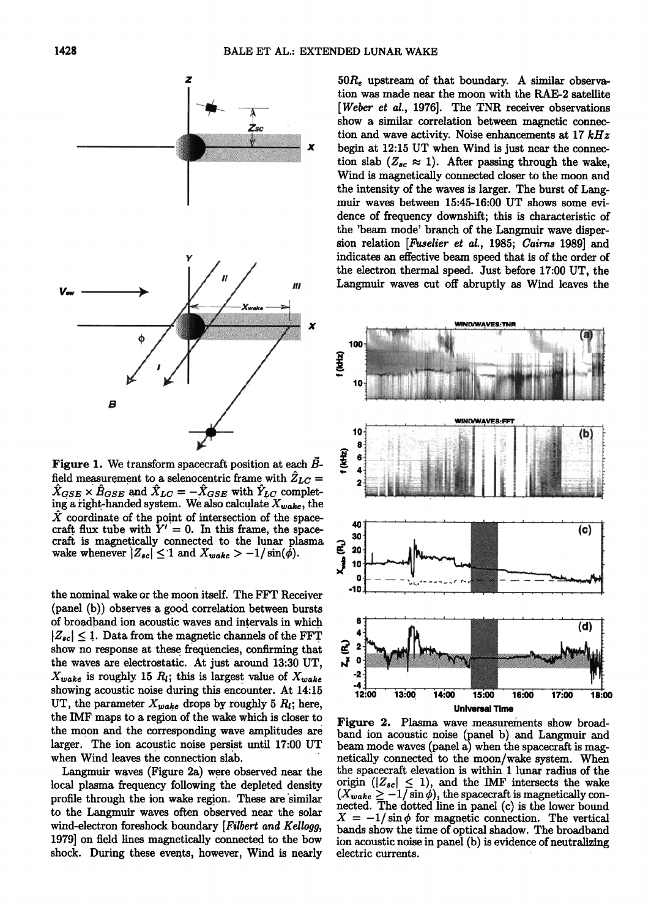**Figure 1.** We transform spacecraft position at each $\vec{B}$-field measurement to a selenocentric frame with $\hat{Z}_{LC} = \hat{X}_{GSE} \times \hat{B}_{GSE}$ and $\hat{X}_{LC} = -\hat{X}_{GSE}$ with $\hat{Y}_{LC}$ completing a right-handed system. We also calculate $X_{wake}$, the $\hat{X}$ coordinate of the point of intersection of the spacecraft flux tube with $Y' = 0$. In this frame, the spacecraft is magnetically connected to the lunar plasma wake whenever $|Z_{sc}| \leq 1$ and $X_{wake} > -1/\sin(\phi)$.

the nominal wake or the moon itself. The FFT Receiver (panel (b)) observes a good correlation between bursts of broadband ion acoustic waves and intervals in which $|Z_{sc}| \leq 1$. Data from the magnetic channels of the FFT show no response at these frequencies, confirming that the waves are electrostatic. At just around 13:30 UT, $X_{wake}$ is roughly 15 $R_l$; this is largest value of $X_{wake}$ showing acoustic noise during this encounter. At 14:15 UT, the parameter $X_{wake}$ drops by roughly 5 $R_l$; here, the IMF maps to a region of the wake which is closer to the moon and the corresponding wave amplitudes are larger. The ion acoustic noise persist until 17:00 UT when Wind leaves the connection slab.

Langmuir waves (Figure 2a) were observed near the local plasma frequency following the depleted density profile through the ion wake region. These are similar to the Langmuir waves often observed near the solar wind-electron foreshock boundary [*Filbert and Kellogg*, 1979] on field lines magnetically connected to the bow shock. During these events, however, Wind is nearly $50 R_e$ upstream of that boundary. A similar observation was made near the moon with the RAE-2 satellite [*Weber et al.*, 1976]. The TNR receiver observations show a similar correlation between magnetic connection and wave activity. Noise enhancements at 17 $kHz$ begin at 12:15 UT when Wind is just near the connection slab ($Z_{sc} \approx 1$). After passing through the wake, Wind is magnetically connected closer to the moon and the intensity of the waves is larger. The burst of Langmuir waves between 15:45-16:00 UT shows some evidence of frequency downshift; this is characteristic of the 'beam mode' branch of the Langmuir wave dispersion relation [*Fuselier et al.*, 1985; *Cairns* 1989] and indicates an effective beam speed that is of the order of the electron thermal speed. Just before 17:00 UT, the Langmuir waves cut off abruptly as Wind leaves the

**Figure 2.** Plasma wave measurements show broadband ion acoustic noise (panel b) and Langmuir and beam mode waves (panel a) when the spacecraft is magnetically connected to the moon/wake system. When the spacecraft elevation is within 1 lunar radius of the origin ($|Z_{sc}| \leq 1$), and the IMF intersects the wake ($X_{wake} \geq -1/\sin\phi$), the spacecraft is magnetically connected. The dotted line in panel (c) is the lower bound $X = -1/\sin\phi$ for magnetic connection. The vertical bands show the time of optical shadow. The broadband ion acoustic noise in panel (b) is evidence of neutralizing electric currents.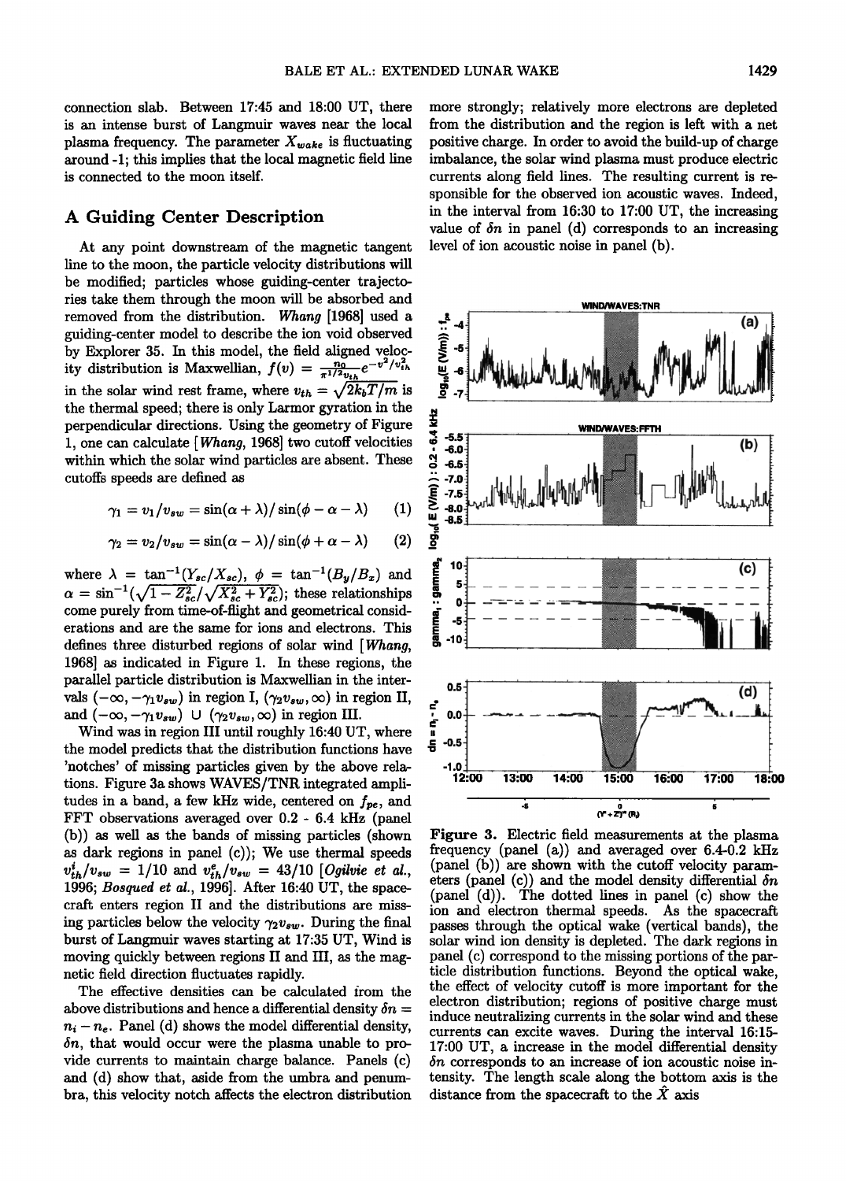connection slab. Between 17:45 and 18:00 UT, there is an intense burst of Langmuir waves near the local plasma frequency. The parameter $X_{wake}$ is fluctuating around -1; this implies that the local magnetic field line is connected to the moon itself.

## A Guiding Center Description

At any point downstream of the magnetic tangent line to the moon, the particle velocity distributions will be modified; particles whose guiding-center trajectories take them through the moon will be absorbed and removed from the distribution. *Whang* [1968] used a guiding-center model to describe the ion void observed by Explorer 35. In this model, the field aligned velocity distribution is Maxwellian, $f(v) = \frac{n_0}{\pi^{1/2} v_{th}} e^{-v^2/v_{th}^2}$ in the solar wind rest frame, where $v_{th} = \sqrt{2k_bT/m}$ is the thermal speed; there is only Larmor gyration in the perpendicular directions. Using the geometry of Figure 1, one can calculate [*Whang*, 1968] two cutoff velocities within which the solar wind particles are absent. These cutoffs speeds are defined as

$$\gamma_1 = v_1/v_{sw} = \sin(\alpha + \lambda)/\sin(\phi - \alpha - \lambda) \quad (1)$$

$$\gamma_2 = v_2/v_{sw} = \sin(\alpha - \lambda)/\sin(\phi + \alpha - \lambda) \quad (2)$$

where $\lambda = \tan^{-1}(Y_{sc}/X_{sc})$, $\phi = \tan^{-1}(B_y/B_x)$ and $\alpha = \sin^{-1}(\sqrt{1 - Z_{sc}^2}/\sqrt{X_{sc}^2 + Y_{sc}^2})$; these relationships come purely from time-of-flight and geometrical considerations and are the same for ions and electrons. This defines three disturbed regions of solar wind [*Whang*, 1968] as indicated in Figure 1. In these regions, the parallel particle distribution is Maxwellian in the intervals $(-\infty, -\gamma_1 v_{sw})$ in region I, $(\gamma_2 v_{sw}, \infty)$ in region II, and $(-\infty, -\gamma_1 v_{sw}) \cup (\gamma_2 v_{sw}, \infty)$ in region III.

Wind was in region III until roughly 16:40 UT, where the model predicts that the distribution functions have 'notches' of missing particles given by the above relations. Figure 3a shows WAVES/TNR integrated amplitudes in a band, a few kHz wide, centered on $f_{pe}$, and FFT observations averaged over 0.2 - 6.4 kHz (panel (b)) as well as the bands of missing particles (shown as dark regions in panel (c)); We use thermal speeds $v_{th}^i/v_{sw} = 1/10$ and $v_{th}^e/v_{sw} = 43/10$ [*Ogilvie et al.*, 1996; *Bosqued et al.*, 1996]. After 16:40 UT, the spacecraft enters region II and the distributions are missing particles below the velocity $\gamma_2 v_{sw}$. During the final burst of Langmuir waves starting at 17:35 UT, Wind is moving quickly between regions II and III, as the magnetic field direction fluctuates rapidly.

The effective densities can be calculated from the above distributions and hence a differential density $\delta n = n_i - n_e$. Panel (d) shows the model differential density, $\delta n$, that would occur were the plasma unable to provide currents to maintain charge balance. Panels (c) and (d) show that, aside from the umbra and penumbra, this velocity notch affects the electron distribution more strongly; relatively more electrons are depleted from the distribution and the region is left with a net positive charge. In order to avoid the build-up of charge imbalance, the solar wind plasma must produce electric currents along field lines. The resulting current is responsible for the observed ion acoustic waves. Indeed, in the interval from 16:30 to 17:00 UT, the increasing value of $\delta n$ in panel (d) corresponds to an increasing level of ion acoustic noise in panel (b).

Figure 3. Electric field measurements at the plasma frequency (panel (a)) and averaged over 6.4-0.2 kHz (panel (b)) are shown with the cutoff velocity parameters (panel (c)) and the model density differential $\delta n$ (panel (d)). The dotted lines in panel (c) show the ion and electron thermal speeds. As the spacecraft passes through the optical wake (vertical bands), the solar wind ion density is depleted. The dark regions in panel (c) correspond to the missing portions of the particle distribution functions. Beyond the optical wake, the effect of velocity cutoff is more important for the electron distribution; regions of positive charge must induce neutralizing currents in the solar wind and these currents can excite waves. During the interval 16:15-17:00 UT, a increase in the model differential density $\delta n$ corresponds to an increase of ion acoustic noise intensity. The length scale along the bottom axis is the distance from the spacecraft to the $\hat{X}$ axis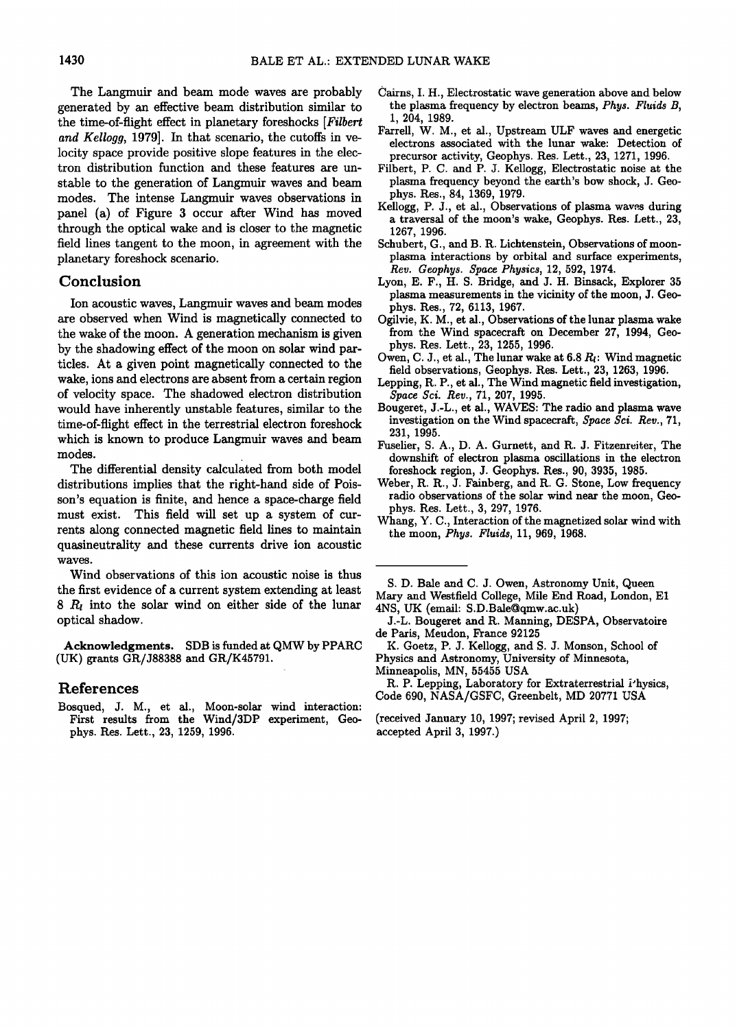The Langmuir and beam mode waves are probably generated by an effective beam distribution similar to the time-of-flight effect in planetary foreshocks [*Filbert and Kellogg*, 1979]. In that scenario, the cutoffs in velocity space provide positive slope features in the electron distribution function and these features are unstable to the generation of Langmuir waves and beam modes. The intense Langmuir waves observations in panel (a) of Figure 3 occur after Wind has moved through the optical wake and is closer to the magnetic field lines tangent to the moon, in agreement with the planetary foreshock scenario.

## Conclusion

Ion acoustic waves, Langmuir waves and beam modes are observed when Wind is magnetically connected to the wake of the moon. A generation mechanism is given by the shadowing effect of the moon on solar wind particles. At a given point magnetically connected to the wake, ions and electrons are absent from a certain region of velocity space. The shadowed electron distribution would have inherently unstable features, similar to the time-of-flight effect in the terrestrial electron foreshock which is known to produce Langmuir waves and beam modes.

The differential density calculated from both model distributions implies that the right-hand side of Poisson's equation is finite, and hence a space-charge field must exist. This field will set up a system of currents along connected magnetic field lines to maintain quasineutrality and these currents drive ion acoustic waves.

Wind observations of this ion acoustic noise is thus the first evidence of a current system extending at least 8 $R_l$ into the solar wind on either side of the lunar optical shadow.

**Acknowledgments.** SDB is funded at QMW by PPARC (UK) grants GR/J88388 and GR/K45791.

## References

Bosqued, J. M., et al., Moon-solar wind interaction: First results from the Wind/3DP experiment, Geophys. Res. Lett., 23, 1259, 1996.

Cairns, I. H., Electrostatic wave generation above and below the plasma frequency by electron beams, *Phys. Fluids B*, 1, 204, 1989.

Farrell, W. M., et al., Upstream ULF waves and energetic electrons associated with the lunar wake: Detection of precursor activity, Geophys. Res. Lett., 23, 1271, 1996.

Filbert, P. C. and P. J. Kellogg, Electrostatic noise at the plasma frequency beyond the earth's bow shock, J. Geophys. Res., 84, 1369, 1979.

Kellogg, P. J., et al., Observations of plasma waves during a traversal of the moon's wake, Geophys. Res. Lett., 23, 1267, 1996.

Schubert, G., and B. R. Lichtenstein, Observations of moon-plasma interactions by orbital and surface experiments, *Rev. Geophys. Space Physics*, 12, 592, 1974.

Lyon, E. F., H. S. Bridge, and J. H. Binsack, Explorer 35 plasma measurements in the vicinity of the moon, J. Geophys. Res., 72, 6113, 1967.

Ogilvie, K. M., et al., Observations of the lunar plasma wake from the Wind spacecraft on December 27, 1994, Geophys. Res. Lett., 23, 1255, 1996.

Owen, C. J., et al., The lunar wake at 6.8 $R_l$: Wind magnetic field observations, Geophys. Res. Lett., 23, 1263, 1996.

Lepping, R. P., et al., The Wind magnetic field investigation, *Space Sci. Rev.*, 71, 207, 1995.

Bougeret, J.-L., et al., WAVES: The radio and plasma wave investigation on the Wind spacecraft, *Space Sci. Rev.*, 71, 231, 1995.

Fuselier, S. A., D. A. Gurnett, and R. J. Fitzenreiter, The downshift of electron plasma oscillations in the electron foreshock region, J. Geophys. Res., 90, 3935, 1985.

Weber, R. R., J. Fainberg, and R. G. Stone, Low frequency radio observations of the solar wind near the moon, Geophys. Res. Lett., 3, 297, 1976.

Whang, Y. C., Interaction of the magnetized solar wind with the moon, *Phys. Fluids*, 11, 969, 1968.

---

S. D. Bale and C. J. Owen, Astronomy Unit, Queen Mary and Westfield College, Mile End Road, London, E1 4NS, UK (email: S.D.Bale@qmw.ac.uk)

J.-L. Bougeret and R. Manning, DESPA, Observatoire de Paris, Meudon, France 92125

K. Goetz, P. J. Kellogg, and S. J. Monson, School of Physics and Astronomy, University of Minnesota, Minneapolis, MN, 55455 USA

R. P. Lepping, Laboratory for Extraterrestrial Physics, Code 690, NASA/GSFC, Greenbelt, MD 20771 USA

(received January 10, 1997; revised April 2, 1997; accepted April 3, 1997.)